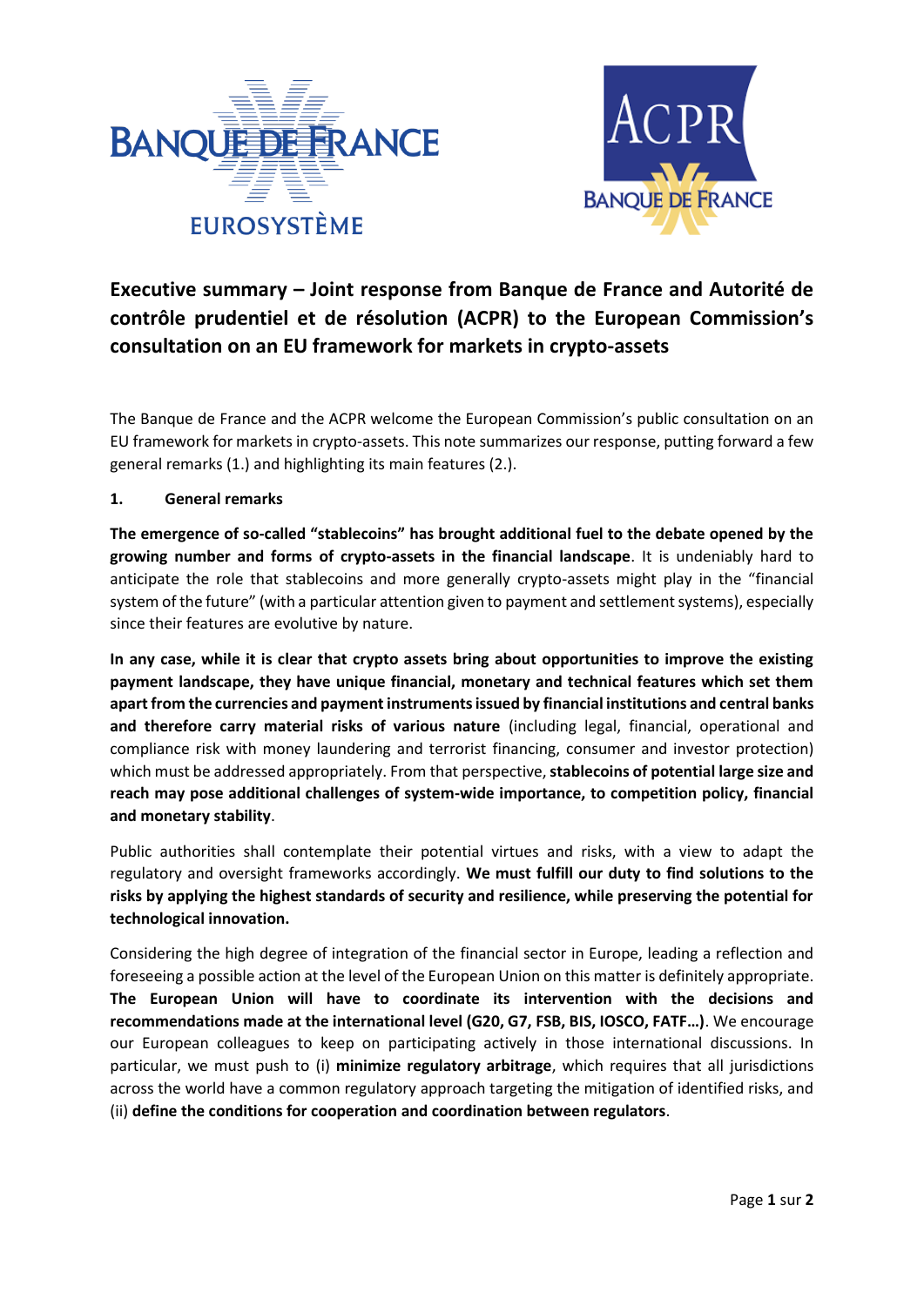# Executive summary – Joint response from Banque de France and Autorité de contrôle prudentiel et de résolution (ACPR) to the European Commission's consultation on an EU framework for markets in crypto-assets

The Banque de France and the ACPR welcome the European Commission's public consultation on an EU framework for markets in crypto-assets. This note summarizes our response, putting forward a few general remarks (1.) and highlighting its main features (2.).

## 1. General remarks

**The emergence of so-called "stablecoins" has brought additional fuel to the debate opened by the growing number and forms of crypto-assets in the financial landscape**. It is undeniably hard to anticipate the role that stablecoins and more generally crypto-assets might play in the "financial system of the future" (with a particular attention given to payment and settlement systems), especially since their features are evolutive by nature.

**In any case, while it is clear that crypto assets bring about opportunities to improve the existing payment landscape, they have unique financial, monetary and technical features which set them apart from the currencies and payment instruments issued by financial institutions and central banks and therefore carry material risks of various nature** (including legal, financial, operational and compliance risk with money laundering and terrorist financing, consumer and investor protection) which must be addressed appropriately. From that perspective, **stablecoins of potential large size and reach may pose additional challenges of system-wide importance, to competition policy, financial and monetary stability**.

Public authorities shall contemplate their potential virtues and risks, with a view to adapt the regulatory and oversight frameworks accordingly. **We must fulfill our duty to find solutions to the risks by applying the highest standards of security and resilience, while preserving the potential for technological innovation.**

Considering the high degree of integration of the financial sector in Europe, leading a reflection and foreseeing a possible action at the level of the European Union on this matter is definitely appropriate. **The European Union will have to coordinate its intervention with the decisions and recommendations made at the international level (G20, G7, FSB, BIS, IOSCO, FATF…)**. We encourage our European colleagues to keep on participating actively in those international discussions. In particular, we must push to (i) **minimize regulatory arbitrage**, which requires that all jurisdictions across the world have a common regulatory approach targeting the mitigation of identified risks, and (ii) **define the conditions for cooperation and coordination between regulators**.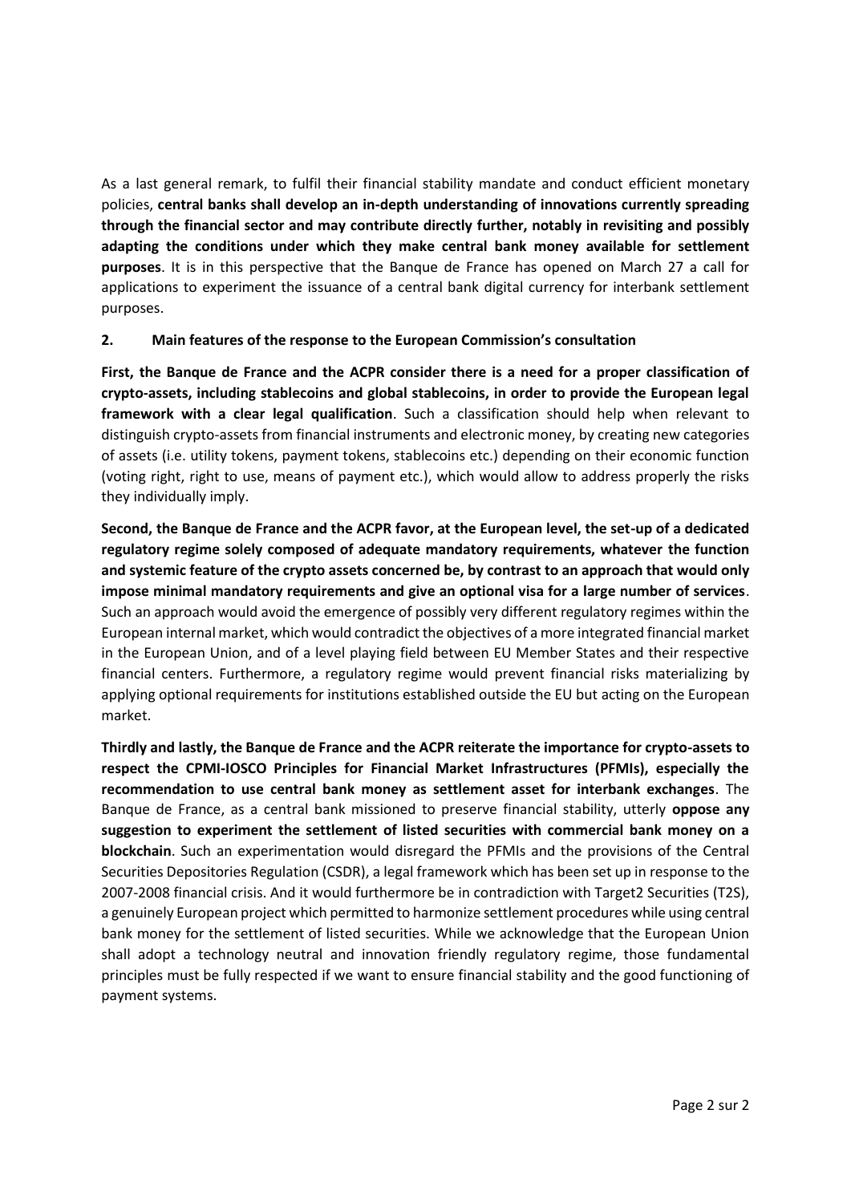As a last general remark, to fulfil their financial stability mandate and conduct efficient monetary policies, **central banks shall develop an in-depth understanding of innovations currently spreading through the financial sector and may contribute directly further, notably in revisiting and possibly adapting the conditions under which they make central bank money available for settlement purposes**. It is in this perspective that the Banque de France has opened on March 27 a call for applications to experiment the issuance of a central bank digital currency for interbank settlement purposes.

## 2. Main features of the response to the European Commission's consultation

**First, the Banque de France and the ACPR consider there is a need for a proper classification of crypto-assets, including stablecoins and global stablecoins, in order to provide the European legal framework with a clear legal qualification**. Such a classification should help when relevant to distinguish crypto-assets from financial instruments and electronic money, by creating new categories of assets (i.e. utility tokens, payment tokens, stablecoins etc.) depending on their economic function (voting right, right to use, means of payment etc.), which would allow to address properly the risks they individually imply.

**Second, the Banque de France and the ACPR favor, at the European level, the set-up of a dedicated regulatory regime solely composed of adequate mandatory requirements, whatever the function and systemic feature of the crypto assets concerned be, by contrast to an approach that would only impose minimal mandatory requirements and give an optional visa for a large number of services**. Such an approach would avoid the emergence of possibly very different regulatory regimes within the European internal market, which would contradict the objectives of a more integrated financial market in the European Union, and of a level playing field between EU Member States and their respective financial centers. Furthermore, a regulatory regime would prevent financial risks materializing by applying optional requirements for institutions established outside the EU but acting on the European market.

**Thirdly and lastly, the Banque de France and the ACPR reiterate the importance for crypto-assets to respect the CPMI-IOSCO Principles for Financial Market Infrastructures (PFMIs), especially the recommendation to use central bank money as settlement asset for interbank exchanges**. The Banque de France, as a central bank missioned to preserve financial stability, utterly **oppose any suggestion to experiment the settlement of listed securities with commercial bank money on a blockchain**. Such an experimentation would disregard the PFMIs and the provisions of the Central Securities Depositories Regulation (CSDR), a legal framework which has been set up in response to the 2007-2008 financial crisis. And it would furthermore be in contradiction with Target2 Securities (T2S), a genuinely European project which permitted to harmonize settlement procedures while using central bank money for the settlement of listed securities. While we acknowledge that the European Union shall adopt a technology neutral and innovation friendly regulatory regime, those fundamental principles must be fully respected if we want to ensure financial stability and the good functioning of payment systems.